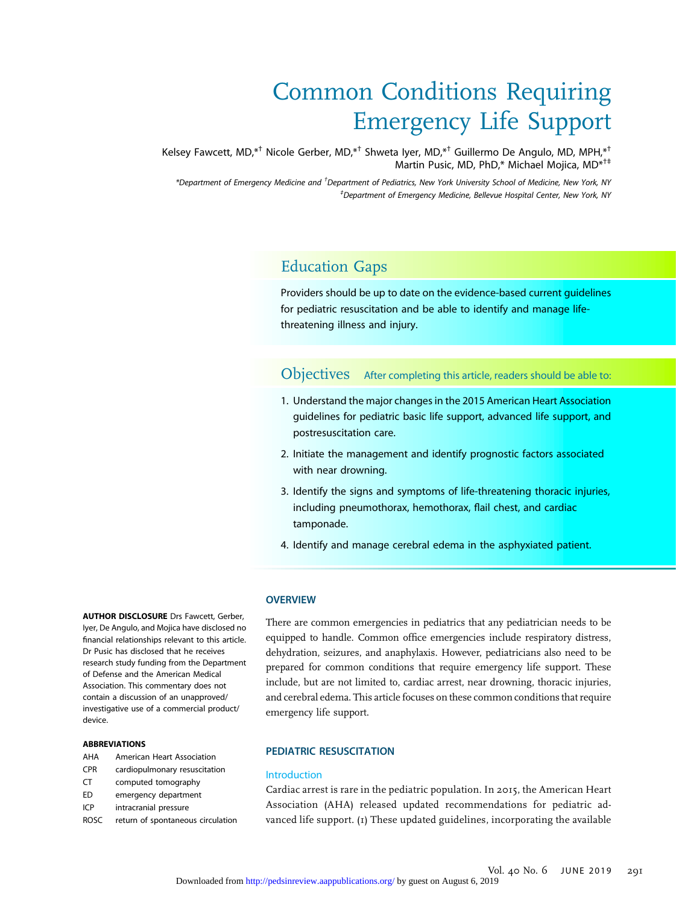# Common Conditions Requiring Emergency Life Support

Kelsey Fawcett, MD,[*†] Nicole Gerber, MD,[*†] Shweta Iyer, MD,[*†] Guillermo De Angulo, MD, MPH,[*†] Martin Pusic, MD, PhD,[*] Michael Mojica, MD[*†‡]

*Department of Emergency Medicine and †Department of Pediatrics, New York University School of Medicine, New York, NY
‡Department of Emergency Medicine, Bellevue Hospital Center, New York, NY

## Education Gaps

Providers should be up to date on the evidence-based current guidelines for pediatric resuscitation and be able to identify and manage life-threatening illness and injury.

## Objectives

After completing this article, readers should be able to:

1. Understand the major changes in the 2015 American Heart Association guidelines for pediatric basic life support, advanced life support, and postresuscitation care.
2. Initiate the management and identify prognostic factors associated with near drowning.
3. Identify the signs and symptoms of life-threatening thoracic injuries, including pneumothorax, hemothorax, flail chest, and cardiac tamponade.
4. Identify and manage cerebral edema in the asphyxiated patient.

**AUTHOR DISCLOSURE** Drs Fawcett, Gerber, Iyer, De Angulo, and Mojica have disclosed no financial relationships relevant to this article. Dr Pusic has disclosed that he receives research study funding from the Department of Defense and the American Medical Association. This commentary does not contain a discussion of an unapproved/investigative use of a commercial product/device.

**ABBREVIATIONS**

| | |
|---|---|
| AHA | American Heart Association |
| CPR | cardiopulmonary resuscitation |
| CT | computed tomography |
| ED | emergency department |
| ICP | intracranial pressure |
| ROSC | return of spontaneous circulation |

## OVERVIEW

There are common emergencies in pediatrics that any pediatrician needs to be equipped to handle. Common office emergencies include respiratory distress, dehydration, seizures, and anaphylaxis. However, pediatricians also need to be prepared for common conditions that require emergency life support. These include, but are not limited to, cardiac arrest, near drowning, thoracic injuries, and cerebral edema. This article focuses on these common conditions that require emergency life support.

## PEDIATRIC RESUSCITATION

### Introduction

Cardiac arrest is rare in the pediatric population. In 2015, the American Heart Association (AHA) released updated recommendations for pediatric advanced life support. (1) These updated guidelines, incorporating the available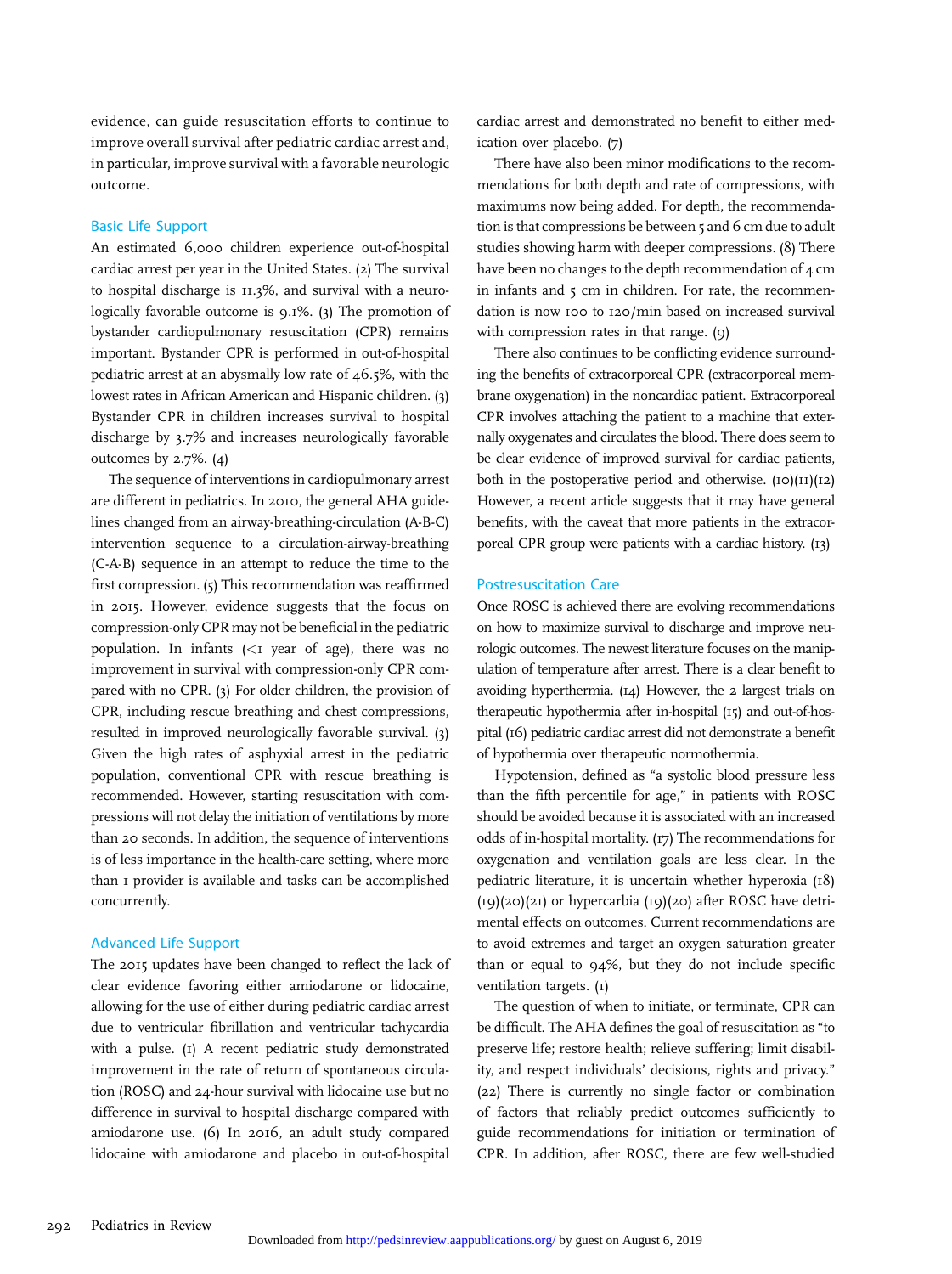evidence, can guide resuscitation efforts to continue to improve overall survival after pediatric cardiac arrest and, in particular, improve survival with a favorable neurologic outcome.

## Basic Life Support

An estimated 6,000 children experience out-of-hospital cardiac arrest per year in the United States. (2) The survival to hospital discharge is 11.3%, and survival with a neurologically favorable outcome is 9.1%. (3) The promotion of bystander cardiopulmonary resuscitation (CPR) remains important. Bystander CPR is performed in out-of-hospital pediatric arrest at an abysmally low rate of 46.5%, with the lowest rates in African American and Hispanic children. (3) Bystander CPR in children increases survival to hospital discharge by 3.7% and increases neurologically favorable outcomes by 2.7%. (4)

The sequence of interventions in cardiopulmonary arrest are different in pediatrics. In 2010, the general AHA guidelines changed from an airway-breathing-circulation (A-B-C) intervention sequence to a circulation-airway-breathing (C-A-B) sequence in an attempt to reduce the time to the first compression. (5) This recommendation was reaffirmed in 2015. However, evidence suggests that the focus on compression-only CPR may not be beneficial in the pediatric population. In infants (<1 year of age), there was no improvement in survival with compression-only CPR compared with no CPR. (3) For older children, the provision of CPR, including rescue breathing and chest compressions, resulted in improved neurologically favorable survival. (3) Given the high rates of asphyxial arrest in the pediatric population, conventional CPR with rescue breathing is recommended. However, starting resuscitation with compressions will not delay the initiation of ventilations by more than 20 seconds. In addition, the sequence of interventions is of less importance in the health-care setting, where more than 1 provider is available and tasks can be accomplished concurrently.

## Advanced Life Support

The 2015 updates have been changed to reflect the lack of clear evidence favoring either amiodarone or lidocaine, allowing for the use of either during pediatric cardiac arrest due to ventricular fibrillation and ventricular tachycardia with a pulse. (1) A recent pediatric study demonstrated improvement in the rate of return of spontaneous circulation (ROSC) and 24-hour survival with lidocaine use but no difference in survival to hospital discharge compared with amiodarone use. (6) In 2016, an adult study compared lidocaine with amiodarone and placebo in out-of-hospital cardiac arrest and demonstrated no benefit to either medication over placebo. (7)

There have also been minor modifications to the recommendations for both depth and rate of compressions, with maximums now being added. For depth, the recommendation is that compressions be between 5 and 6 cm due to adult studies showing harm with deeper compressions. (8) There have been no changes to the depth recommendation of 4 cm in infants and 5 cm in children. For rate, the recommendation is now 100 to 120/min based on increased survival with compression rates in that range. (9)

There also continues to be conflicting evidence surrounding the benefits of extracorporeal CPR (extracorporeal membrane oxygenation) in the noncardiac patient. Extracorporeal CPR involves attaching the patient to a machine that externally oxygenates and circulates the blood. There does seem to be clear evidence of improved survival for cardiac patients, both in the postoperative period and otherwise. (10)(11)(12) However, a recent article suggests that it may have general benefits, with the caveat that more patients in the extracorporeal CPR group were patients with a cardiac history. (13)

## Postresuscitation Care

Once ROSC is achieved there are evolving recommendations on how to maximize survival to discharge and improve neurologic outcomes. The newest literature focuses on the manipulation of temperature after arrest. There is a clear benefit to avoiding hyperthermia. (14) However, the 2 largest trials on therapeutic hypothermia after in-hospital (15) and out-of-hospital (16) pediatric cardiac arrest did not demonstrate a benefit of hypothermia over therapeutic normothermia.

Hypotension, defined as "a systolic blood pressure less than the fifth percentile for age," in patients with ROSC should be avoided because it is associated with an increased odds of in-hospital mortality. (17) The recommendations for oxygenation and ventilation goals are less clear. In the pediatric literature, it is uncertain whether hyperoxia (18)(19)(20)(21) or hypercarbia (19)(20) after ROSC have detrimental effects on outcomes. Current recommendations are to avoid extremes and target an oxygen saturation greater than or equal to 94%, but they do not include specific ventilation targets. (1)

The question of when to initiate, or terminate, CPR can be difficult. The AHA defines the goal of resuscitation as "to preserve life; restore health; relieve suffering; limit disability, and respect individuals' decisions, rights and privacy." (22) There is currently no single factor or combination of factors that reliably predict outcomes sufficiently to guide recommendations for initiation or termination of CPR. In addition, after ROSC, there are few well-studied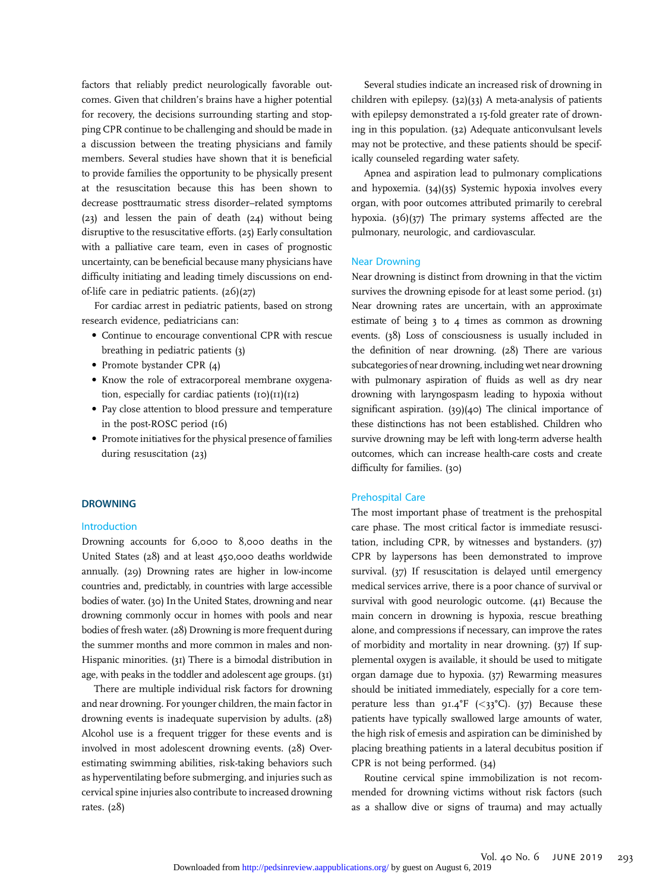factors that reliably predict neurologically favorable outcomes. Given that children's brains have a higher potential for recovery, the decisions surrounding starting and stopping CPR continue to be challenging and should be made in a discussion between the treating physicians and family members. Several studies have shown that it is beneficial to provide families the opportunity to be physically present at the resuscitation because this has been shown to decrease posttraumatic stress disorder–related symptoms (23) and lessen the pain of death (24) without being disruptive to the resuscitative efforts. (25) Early consultation with a palliative care team, even in cases of prognostic uncertainty, can be beneficial because many physicians have difficulty initiating and leading timely discussions on end-of-life care in pediatric patients. (26)(27)

For cardiac arrest in pediatric patients, based on strong research evidence, pediatricians can:

- Continue to encourage conventional CPR with rescue breathing in pediatric patients (3)
- Promote bystander CPR (4)
- Know the role of extracorporeal membrane oxygenation, especially for cardiac patients (10)(11)(12)
- Pay close attention to blood pressure and temperature in the post-ROSC period (16)
- Promote initiatives for the physical presence of families during resuscitation (23)

## DROWNING

### Introduction

Drowning accounts for 6,000 to 8,000 deaths in the United States (28) and at least 450,000 deaths worldwide annually. (29) Drowning rates are higher in low-income countries and, predictably, in countries with large accessible bodies of water. (30) In the United States, drowning and near drowning commonly occur in homes with pools and near bodies of fresh water. (28) Drowning is more frequent during the summer months and more common in males and non-Hispanic minorities. (31) There is a bimodal distribution in age, with peaks in the toddler and adolescent age groups. (31)

There are multiple individual risk factors for drowning and near drowning. For younger children, the main factor in drowning events is inadequate supervision by adults. (28) Alcohol use is a frequent trigger for these events and is involved in most adolescent drowning events. (28) Overestimating swimming abilities, risk-taking behaviors such as hyperventilating before submerging, and injuries such as cervical spine injuries also contribute to increased drowning rates. (28)

Several studies indicate an increased risk of drowning in children with epilepsy. (32)(33) A meta-analysis of patients with epilepsy demonstrated a 15-fold greater rate of drowning in this population. (32) Adequate anticonvulsant levels may not be protective, and these patients should be specifically counseled regarding water safety.

Apnea and aspiration lead to pulmonary complications and hypoxemia. (34)(35) Systemic hypoxia involves every organ, with poor outcomes attributed primarily to cerebral hypoxia. (36)(37) The primary systems affected are the pulmonary, neurologic, and cardiovascular.

### Near Drowning

Near drowning is distinct from drowning in that the victim survives the drowning episode for at least some period. (31) Near drowning rates are uncertain, with an approximate estimate of being 3 to 4 times as common as drowning events. (38) Loss of consciousness is usually included in the definition of near drowning. (28) There are various subcategories of near drowning, including wet near drowning with pulmonary aspiration of fluids as well as dry near drowning with laryngospasm leading to hypoxia without significant aspiration. (39)(40) The clinical importance of these distinctions has not been established. Children who survive drowning may be left with long-term adverse health outcomes, which can increase health-care costs and create difficulty for families. (30)

### Prehospital Care

The most important phase of treatment is the prehospital care phase. The most critical factor is immediate resuscitation, including CPR, by witnesses and bystanders. (37) CPR by laypersons has been demonstrated to improve survival. (37) If resuscitation is delayed until emergency medical services arrive, there is a poor chance of survival or survival with good neurologic outcome. (41) Because the main concern in drowning is hypoxia, rescue breathing alone, and compressions if necessary, can improve the rates of morbidity and mortality in near drowning. (37) If supplemental oxygen is available, it should be used to mitigate organ damage due to hypoxia. (37) Rewarming measures should be initiated immediately, especially for a core temperature less than 91.4°F (<33°C). (37) Because these patients have typically swallowed large amounts of water, the high risk of emesis and aspiration can be diminished by placing breathing patients in a lateral decubitus position if CPR is not being performed. (34)

Routine cervical spine immobilization is not recommended for drowning victims without risk factors (such as a shallow dive or signs of trauma) and may actually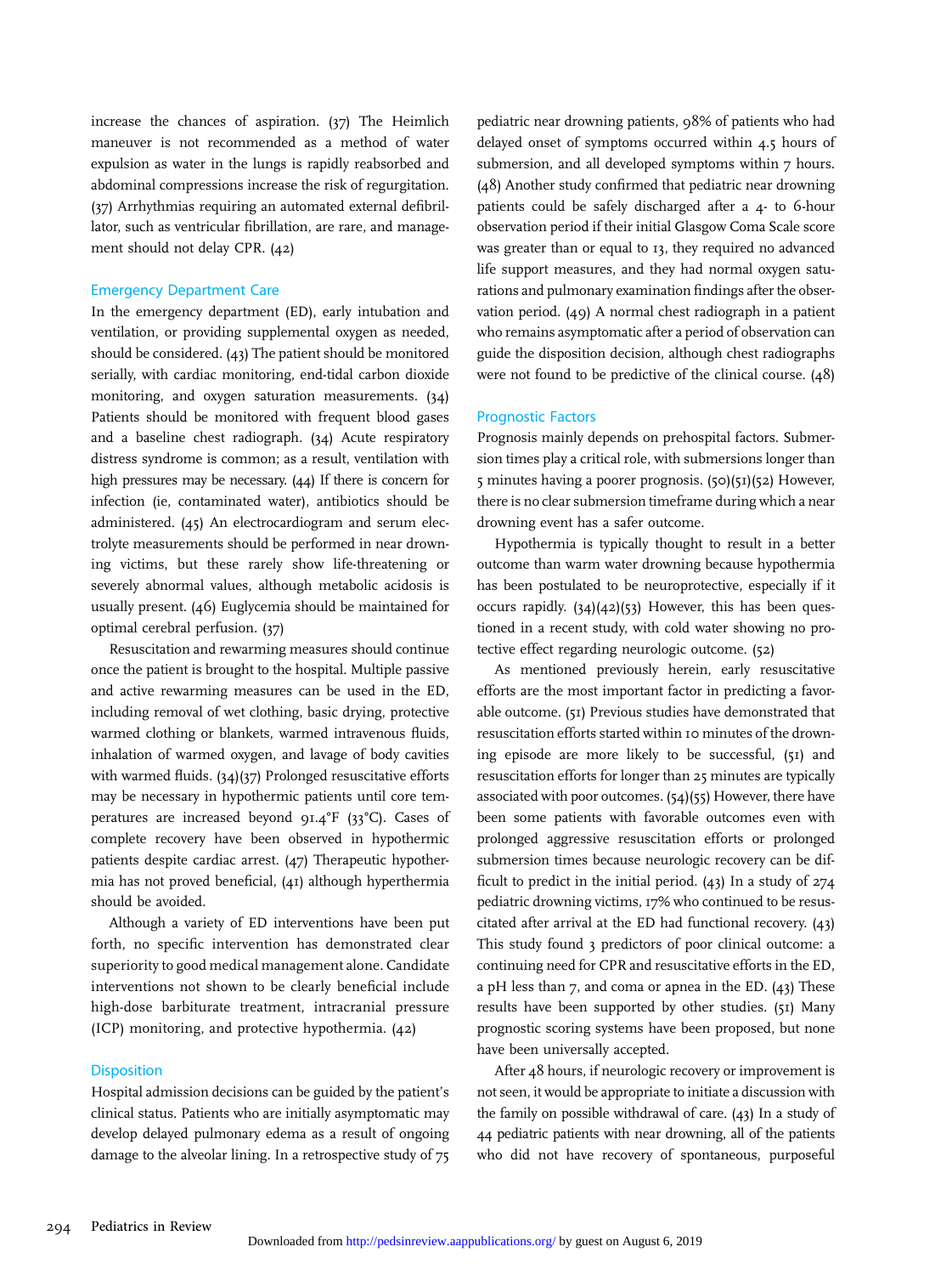increase the chances of aspiration. (37) The Heimlich maneuver is not recommended as a method of water expulsion as water in the lungs is rapidly reabsorbed and abdominal compressions increase the risk of regurgitation. (37) Arrhythmias requiring an automated external defibrillator, such as ventricular fibrillation, are rare, and management should not delay CPR. (42)

## Emergency Department Care

In the emergency department (ED), early intubation and ventilation, or providing supplemental oxygen as needed, should be considered. (43) The patient should be monitored serially, with cardiac monitoring, end-tidal carbon dioxide monitoring, and oxygen saturation measurements. (34) Patients should be monitored with frequent blood gases and a baseline chest radiograph. (34) Acute respiratory distress syndrome is common; as a result, ventilation with high pressures may be necessary. (44) If there is concern for infection (ie, contaminated water), antibiotics should be administered. (45) An electrocardiogram and serum electrolyte measurements should be performed in near drowning victims, but these rarely show life-threatening or severely abnormal values, although metabolic acidosis is usually present. (46) Euglycemia should be maintained for optimal cerebral perfusion. (37)

Resuscitation and rewarming measures should continue once the patient is brought to the hospital. Multiple passive and active rewarming measures can be used in the ED, including removal of wet clothing, basic drying, protective warmed clothing or blankets, warmed intravenous fluids, inhalation of warmed oxygen, and lavage of body cavities with warmed fluids. (34)(37) Prolonged resuscitative efforts may be necessary in hypothermic patients until core temperatures are increased beyond 91.4°F (33°C). Cases of complete recovery have been observed in hypothermic patients despite cardiac arrest. (47) Therapeutic hypothermia has not proved beneficial, (41) although hyperthermia should be avoided.

Although a variety of ED interventions have been put forth, no specific intervention has demonstrated clear superiority to good medical management alone. Candidate interventions not shown to be clearly beneficial include high-dose barbiturate treatment, intracranial pressure (ICP) monitoring, and protective hypothermia. (42)

## Disposition

Hospital admission decisions can be guided by the patient's clinical status. Patients who are initially asymptomatic may develop delayed pulmonary edema as a result of ongoing damage to the alveolar lining. In a retrospective study of 75 pediatric near drowning patients, 98% of patients who had delayed onset of symptoms occurred within 4.5 hours of submersion, and all developed symptoms within 7 hours. (48) Another study confirmed that pediatric near drowning patients could be safely discharged after a 4- to 6-hour observation period if their initial Glasgow Coma Scale score was greater than or equal to 13, they required no advanced life support measures, and they had normal oxygen saturations and pulmonary examination findings after the observation period. (49) A normal chest radiograph in a patient who remains asymptomatic after a period of observation can guide the disposition decision, although chest radiographs were not found to be predictive of the clinical course. (48)

## Prognostic Factors

Prognosis mainly depends on prehospital factors. Submersion times play a critical role, with submersions longer than 5 minutes having a poorer prognosis. (50)(51)(52) However, there is no clear submersion timeframe during which a near drowning event has a safer outcome.

Hypothermia is typically thought to result in a better outcome than warm water drowning because hypothermia has been postulated to be neuroprotective, especially if it occurs rapidly. (34)(42)(53) However, this has been questioned in a recent study, with cold water showing no protective effect regarding neurologic outcome. (52)

As mentioned previously herein, early resuscitative efforts are the most important factor in predicting a favorable outcome. (51) Previous studies have demonstrated that resuscitation efforts started within 10 minutes of the drowning episode are more likely to be successful, (51) and resuscitation efforts for longer than 25 minutes are typically associated with poor outcomes. (54)(55) However, there have been some patients with favorable outcomes even with prolonged aggressive resuscitation efforts or prolonged submersion times because neurologic recovery can be difficult to predict in the initial period. (43) In a study of 274 pediatric drowning victims, 17% who continued to be resuscitated after arrival at the ED had functional recovery. (43) This study found 3 predictors of poor clinical outcome: a continuing need for CPR and resuscitative efforts in the ED, a pH less than 7, and coma or apnea in the ED. (43) These results have been supported by other studies. (51) Many prognostic scoring systems have been proposed, but none have been universally accepted.

After 48 hours, if neurologic recovery or improvement is not seen, it would be appropriate to initiate a discussion with the family on possible withdrawal of care. (43) In a study of 44 pediatric patients with near drowning, all of the patients who did not have recovery of spontaneous, purposeful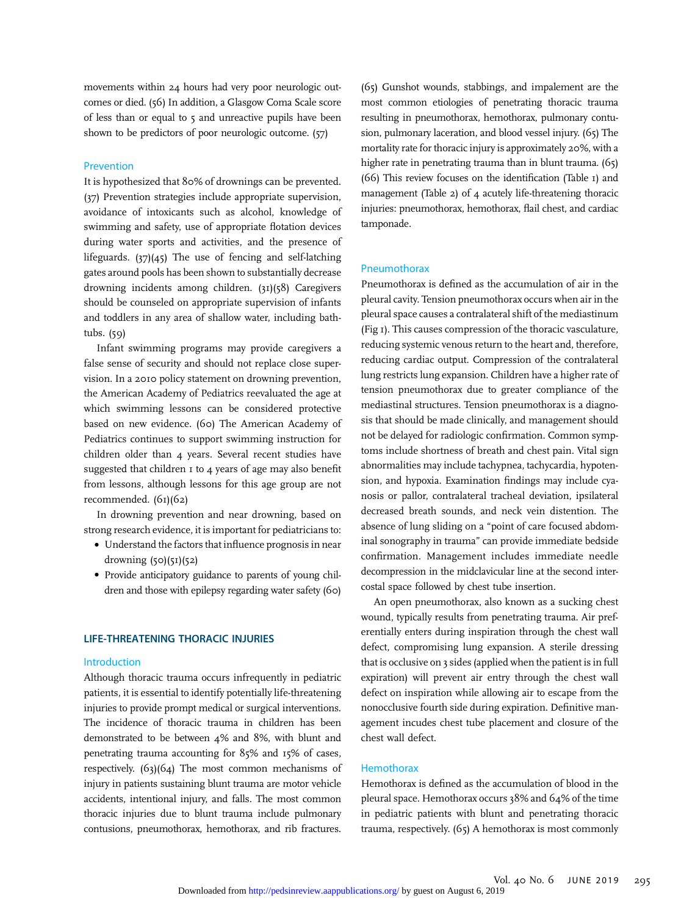movements within 24 hours had very poor neurologic outcomes or died. (56) In addition, a Glasgow Coma Scale score of less than or equal to 5 and unreactive pupils have been shown to be predictors of poor neurologic outcome. (57)

### Prevention

It is hypothesized that 80% of drownings can be prevented. (37) Prevention strategies include appropriate supervision, avoidance of intoxicants such as alcohol, knowledge of swimming and safety, use of appropriate flotation devices during water sports and activities, and the presence of lifeguards. (37)(45) The use of fencing and self-latching gates around pools has been shown to substantially decrease drowning incidents among children. (31)(58) Caregivers should be counseled on appropriate supervision of infants and toddlers in any area of shallow water, including bathtubs. (59)

Infant swimming programs may provide caregivers a false sense of security and should not replace close supervision. In a 2010 policy statement on drowning prevention, the American Academy of Pediatrics reevaluated the age at which swimming lessons can be considered protective based on new evidence. (60) The American Academy of Pediatrics continues to support swimming instruction for children older than 4 years. Several recent studies have suggested that children 1 to 4 years of age may also benefit from lessons, although lessons for this age group are not recommended. (61)(62)

In drowning prevention and near drowning, based on strong research evidence, it is important for pediatricians to:

- Understand the factors that influence prognosis in near drowning (50)(51)(52)
- Provide anticipatory guidance to parents of young children and those with epilepsy regarding water safety (60)

## LIFE-THREATENING THORACIC INJURIES

### Introduction

Although thoracic trauma occurs infrequently in pediatric patients, it is essential to identify potentially life-threatening injuries to provide prompt medical or surgical interventions. The incidence of thoracic trauma in children has been demonstrated to be between 4% and 8%, with blunt and penetrating trauma accounting for 85% and 15% of cases, respectively. (63)(64) The most common mechanisms of injury in patients sustaining blunt trauma are motor vehicle accidents, intentional injury, and falls. The most common thoracic injuries due to blunt trauma include pulmonary contusions, pneumothorax, hemothorax, and rib fractures. (65) Gunshot wounds, stabbings, and impalement are the most common etiologies of penetrating thoracic trauma resulting in pneumothorax, hemothorax, pulmonary contusion, pulmonary laceration, and blood vessel injury. (65) The mortality rate for thoracic injury is approximately 20%, with a higher rate in penetrating trauma than in blunt trauma. (65)(66) This review focuses on the identification (Table 1) and management (Table 2) of 4 acutely life-threatening thoracic injuries: pneumothorax, hemothorax, flail chest, and cardiac tamponade.

### Pneumothorax

Pneumothorax is defined as the accumulation of air in the pleural cavity. Tension pneumothorax occurs when air in the pleural space causes a contralateral shift of the mediastinum (Fig 1). This causes compression of the thoracic vasculature, reducing systemic venous return to the heart and, therefore, reducing cardiac output. Compression of the contralateral lung restricts lung expansion. Children have a higher rate of tension pneumothorax due to greater compliance of the mediastinal structures. Tension pneumothorax is a diagnosis that should be made clinically, and management should not be delayed for radiologic confirmation. Common symptoms include shortness of breath and chest pain. Vital sign abnormalities may include tachypnea, tachycardia, hypotension, and hypoxia. Examination findings may include cyanosis or pallor, contralateral tracheal deviation, ipsilateral decreased breath sounds, and neck vein distention. The absence of lung sliding on a "point of care focused abdominal sonography in trauma" can provide immediate bedside confirmation. Management includes immediate needle decompression in the midclavicular line at the second intercostal space followed by chest tube insertion.

An open pneumothorax, also known as a sucking chest wound, typically results from penetrating trauma. Air preferentially enters during inspiration through the chest wall defect, compromising lung expansion. A sterile dressing that is occlusive on 3 sides (applied when the patient is in full expiration) will prevent air entry through the chest wall defect on inspiration while allowing air to escape from the nonocclusive fourth side during expiration. Definitive management incudes chest tube placement and closure of the chest wall defect.

### Hemothorax

Hemothorax is defined as the accumulation of blood in the pleural space. Hemothorax occurs 38% and 64% of the time in pediatric patients with blunt and penetrating thoracic trauma, respectively. (65) A hemothorax is most commonly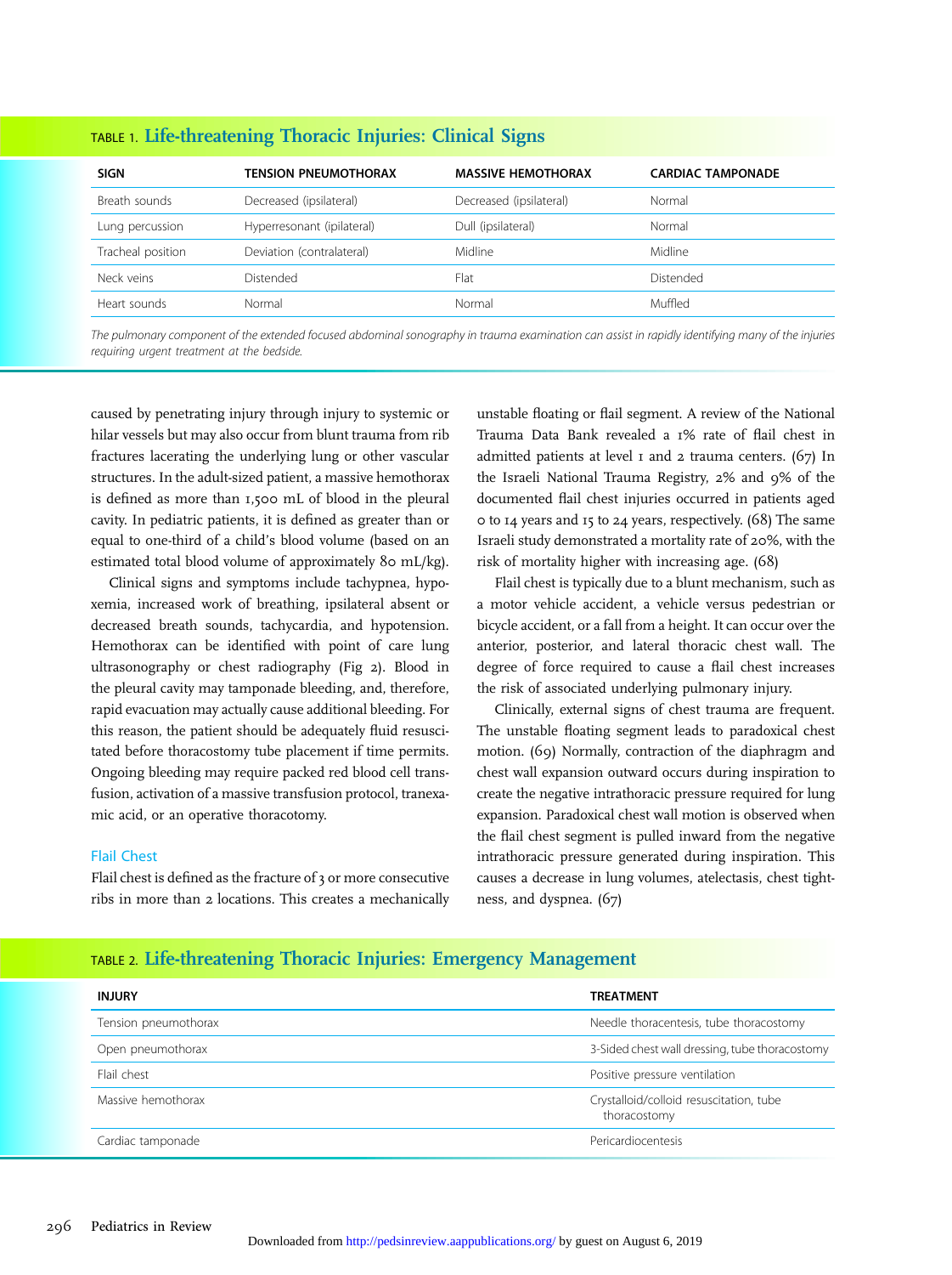TABLE 1. **Life-threatening Thoracic Injuries: Clinical Signs**

| SIGN | TENSION PNEUMOTHORAX | MASSIVE HEMOTHORAX | CARDIAC TAMPONADE |
|---|---|---|---|
| Breath sounds | Decreased (ipsilateral) | Decreased (ipsilateral) | Normal |
| Lung percussion | Hyperresonant (ipilateral) | Dull (ipsilateral) | Normal |
| Tracheal position | Deviation (contralateral) | Midline | Midline |
| Neck veins | Distended | Flat | Distended |
| Heart sounds | Normal | Normal | Muffled |

*The pulmonary component of the extended focused abdominal sonography in trauma examination can assist in rapidly identifying many of the injuries requiring urgent treatment at the bedside.*

caused by penetrating injury through injury to systemic or hilar vessels but may also occur from blunt trauma from rib fractures lacerating the underlying lung or other vascular structures. In the adult-sized patient, a massive hemothorax is defined as more than 1,500 mL of blood in the pleural cavity. In pediatric patients, it is defined as greater than or equal to one-third of a child's blood volume (based on an estimated total blood volume of approximately 80 mL/kg).

Clinical signs and symptoms include tachypnea, hypoxemia, increased work of breathing, ipsilateral absent or decreased breath sounds, tachycardia, and hypotension. Hemothorax can be identified with point of care lung ultrasonography or chest radiography (Fig 2). Blood in the pleural cavity may tamponade bleeding, and, therefore, rapid evacuation may actually cause additional bleeding. For this reason, the patient should be adequately fluid resuscitated before thoracostomy tube placement if time permits. Ongoing bleeding may require packed red blood cell transfusion, activation of a massive transfusion protocol, tranexamic acid, or an operative thoracotomy.

### Flail Chest

Flail chest is defined as the fracture of 3 or more consecutive ribs in more than 2 locations. This creates a mechanically unstable floating or flail segment. A review of the National Trauma Data Bank revealed a 1% rate of flail chest in admitted patients at level 1 and 2 trauma centers. (67) In the Israeli National Trauma Registry, 2% and 9% of the documented flail chest injuries occurred in patients aged 0 to 14 years and 15 to 24 years, respectively. (68) The same Israeli study demonstrated a mortality rate of 20%, with the risk of mortality higher with increasing age. (68)

Flail chest is typically due to a blunt mechanism, such as a motor vehicle accident, a vehicle versus pedestrian or bicycle accident, or a fall from a height. It can occur over the anterior, posterior, and lateral thoracic chest wall. The degree of force required to cause a flail chest increases the risk of associated underlying pulmonary injury.

Clinically, external signs of chest trauma are frequent. The unstable floating segment leads to paradoxical chest motion. (69) Normally, contraction of the diaphragm and chest wall expansion outward occurs during inspiration to create the negative intrathoracic pressure required for lung expansion. Paradoxical chest wall motion is observed when the flail chest segment is pulled inward from the negative intrathoracic pressure generated during inspiration. This causes a decrease in lung volumes, atelectasis, chest tightness, and dyspnea. (67)

TABLE 2. **Life-threatening Thoracic Injuries: Emergency Management**

| INJURY | TREATMENT |
|---|---|
| Tension pneumothorax | Needle thoracentesis, tube thoracostomy |
| Open pneumothorax | 3-Sided chest wall dressing, tube thoracostomy |
| Flail chest | Positive pressure ventilation |
| Massive hemothorax | Crystalloid/colloid resuscitation, tube thoracostomy |
| Cardiac tamponade | Pericardiocentesis |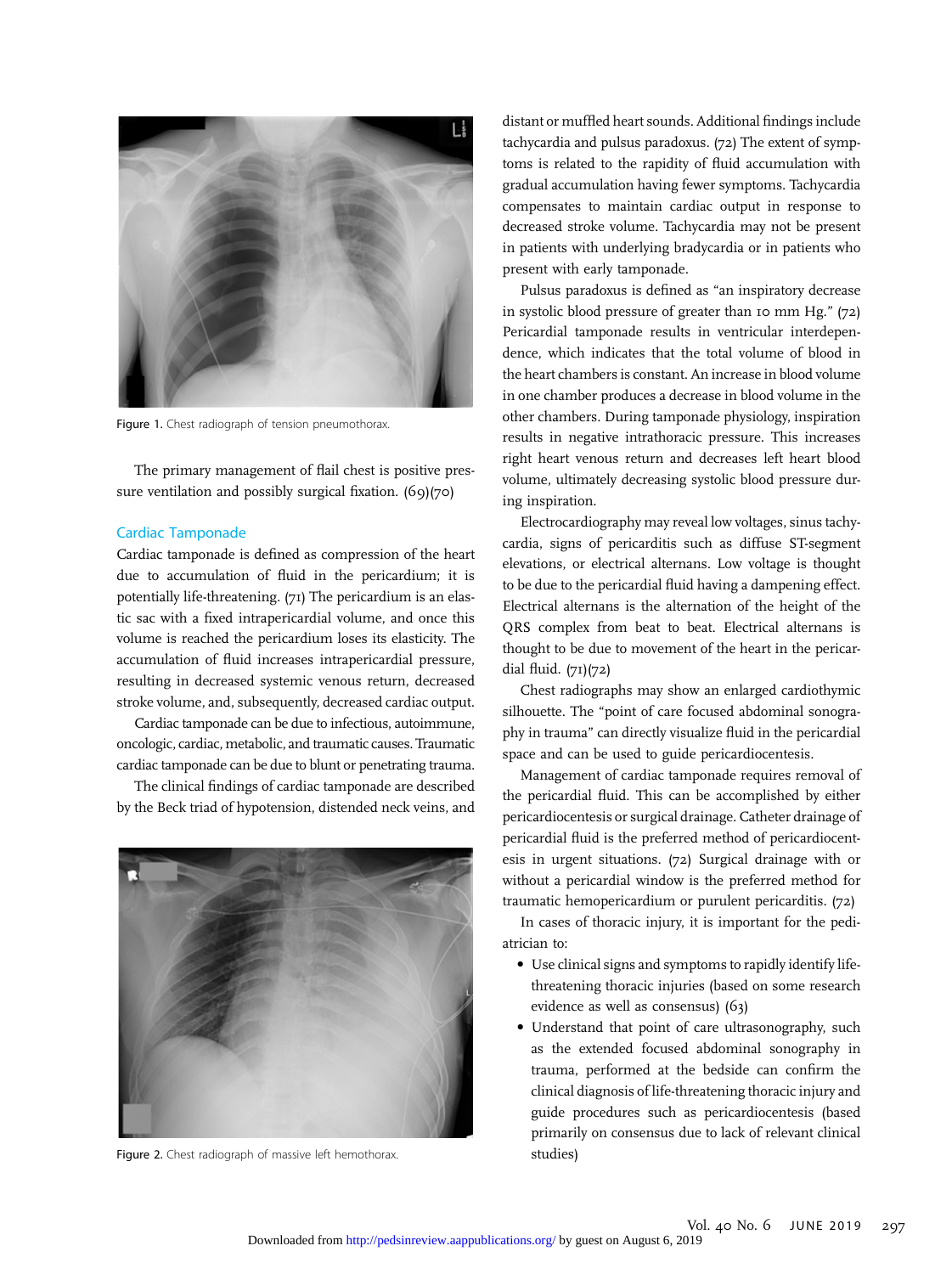Figure 1. Chest radiograph of tension pneumothorax.

The primary management of flail chest is positive pressure ventilation and possibly surgical fixation. (69)(70)

## Cardiac Tamponade

Cardiac tamponade is defined as compression of the heart due to accumulation of fluid in the pericardium; it is potentially life-threatening. (71) The pericardium is an elastic sac with a fixed intrapericardial volume, and once this volume is reached the pericardium loses its elasticity. The accumulation of fluid increases intrapericardial pressure, resulting in decreased systemic venous return, decreased stroke volume, and, subsequently, decreased cardiac output.

Cardiac tamponade can be due to infectious, autoimmune, oncologic, cardiac, metabolic, and traumatic causes. Traumatic cardiac tamponade can be due to blunt or penetrating trauma.

The clinical findings of cardiac tamponade are described by the Beck triad of hypotension, distended neck veins, and distant or muffled heart sounds. Additional findings include tachycardia and pulsus paradoxus. (72) The extent of symptoms is related to the rapidity of fluid accumulation with gradual accumulation having fewer symptoms. Tachycardia compensates to maintain cardiac output in response to decreased stroke volume. Tachycardia may not be present in patients with underlying bradycardia or in patients who present with early tamponade.

Pulsus paradoxus is defined as "an inspiratory decrease in systolic blood pressure of greater than 10 mm Hg." (72) Pericardial tamponade results in ventricular interdependence, which indicates that the total volume of blood in the heart chambers is constant. An increase in blood volume in one chamber produces a decrease in blood volume in the other chambers. During tamponade physiology, inspiration results in negative intrathoracic pressure. This increases right heart venous return and decreases left heart blood volume, ultimately decreasing systolic blood pressure during inspiration.

Electrocardiography may reveal low voltages, sinus tachycardia, signs of pericarditis such as diffuse ST-segment elevations, or electrical alternans. Low voltage is thought to be due to the pericardial fluid having a dampening effect. Electrical alternans is the alternation of the height of the QRS complex from beat to beat. Electrical alternans is thought to be due to movement of the heart in the pericardial fluid. (71)(72)

Chest radiographs may show an enlarged cardiothymic silhouette. The "point of care focused abdominal sonography in trauma" can directly visualize fluid in the pericardial space and can be used to guide pericardiocentesis.

Management of cardiac tamponade requires removal of the pericardial fluid. This can be accomplished by either pericardiocentesis or surgical drainage. Catheter drainage of pericardial fluid is the preferred method of pericardiocentesis in urgent situations. (72) Surgical drainage with or without a pericardial window is the preferred method for traumatic hemopericardium or purulent pericarditis. (72)

In cases of thoracic injury, it is important for the pediatrician to:

- Use clinical signs and symptoms to rapidly identify life-threatening thoracic injuries (based on some research evidence as well as consensus) (63)
- Understand that point of care ultrasonography, such as the extended focused abdominal sonography in trauma, performed at the bedside can confirm the clinical diagnosis of life-threatening thoracic injury and guide procedures such as pericardiocentesis (based primarily on consensus due to lack of relevant clinical studies)

Figure 2. Chest radiograph of massive left hemothorax.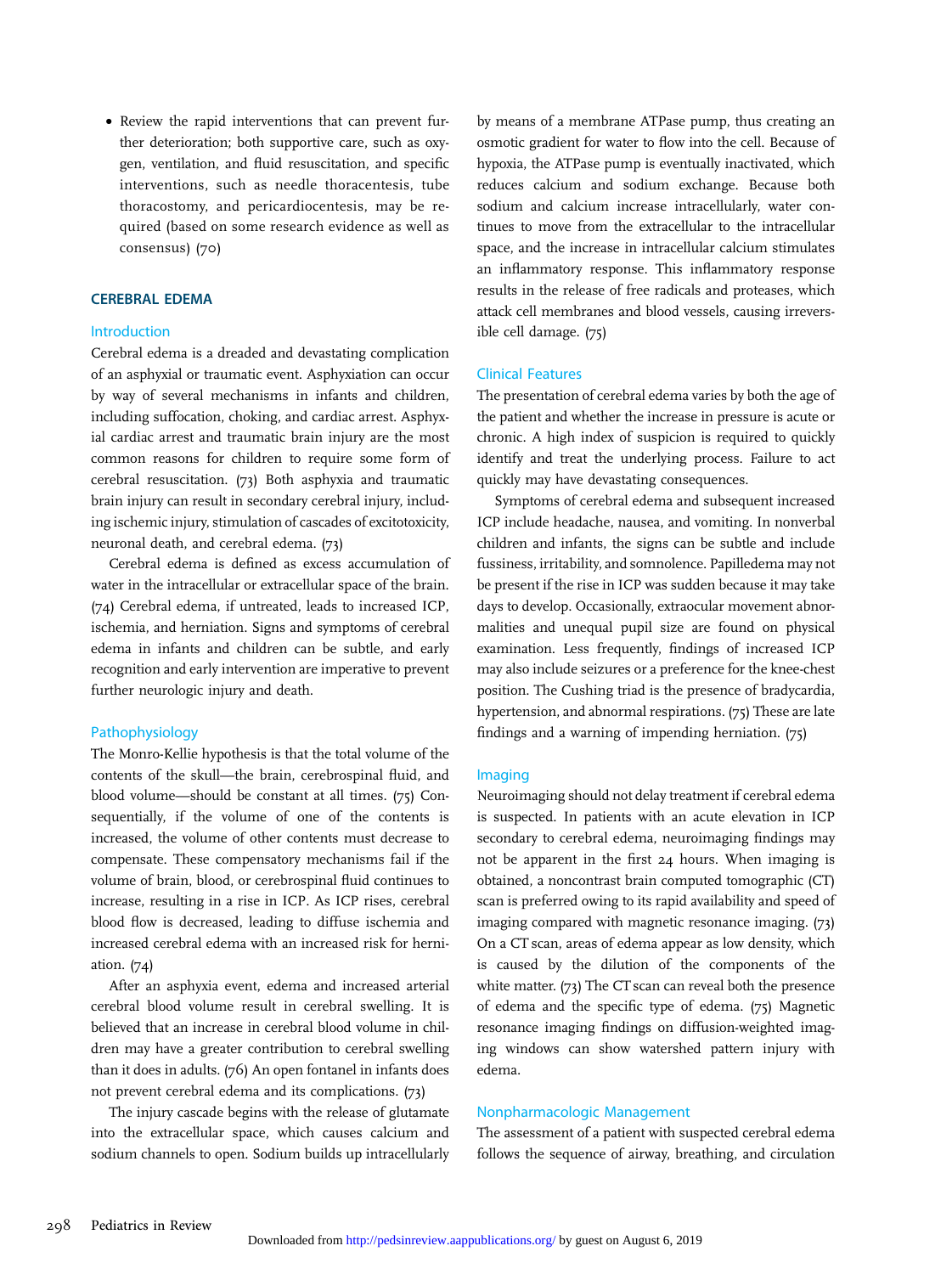- Review the rapid interventions that can prevent further deterioration; both supportive care, such as oxygen, ventilation, and fluid resuscitation, and specific interventions, such as needle thoracentesis, tube thoracostomy, and pericardiocentesis, may be required (based on some research evidence as well as consensus) (70)

## CEREBRAL EDEMA

### Introduction

Cerebral edema is a dreaded and devastating complication of an asphyxial or traumatic event. Asphyxiation can occur by way of several mechanisms in infants and children, including suffocation, choking, and cardiac arrest. Asphyxial cardiac arrest and traumatic brain injury are the most common reasons for children to require some form of cerebral resuscitation. (73) Both asphyxia and traumatic brain injury can result in secondary cerebral injury, including ischemic injury, stimulation of cascades of excitotoxicity, neuronal death, and cerebral edema. (73)

Cerebral edema is defined as excess accumulation of water in the intracellular or extracellular space of the brain. (74) Cerebral edema, if untreated, leads to increased ICP, ischemia, and herniation. Signs and symptoms of cerebral edema in infants and children can be subtle, and early recognition and early intervention are imperative to prevent further neurologic injury and death.

### Pathophysiology

The Monro-Kellie hypothesis is that the total volume of the contents of the skull—the brain, cerebrospinal fluid, and blood volume—should be constant at all times. (75) Consequentially, if the volume of one of the contents is increased, the volume of other contents must decrease to compensate. These compensatory mechanisms fail if the volume of brain, blood, or cerebrospinal fluid continues to increase, resulting in a rise in ICP. As ICP rises, cerebral blood flow is decreased, leading to diffuse ischemia and increased cerebral edema with an increased risk for herniation. (74)

After an asphyxia event, edema and increased arterial cerebral blood volume result in cerebral swelling. It is believed that an increase in cerebral blood volume in children may have a greater contribution to cerebral swelling than it does in adults. (76) An open fontanel in infants does not prevent cerebral edema and its complications. (73)

The injury cascade begins with the release of glutamate into the extracellular space, which causes calcium and sodium channels to open. Sodium builds up intracellularly by means of a membrane ATPase pump, thus creating an osmotic gradient for water to flow into the cell. Because of hypoxia, the ATPase pump is eventually inactivated, which reduces calcium and sodium exchange. Because both sodium and calcium increase intracellularly, water continues to move from the extracellular to the intracellular space, and the increase in intracellular calcium stimulates an inflammatory response. This inflammatory response results in the release of free radicals and proteases, which attack cell membranes and blood vessels, causing irreversible cell damage. (75)

### Clinical Features

The presentation of cerebral edema varies by both the age of the patient and whether the increase in pressure is acute or chronic. A high index of suspicion is required to quickly identify and treat the underlying process. Failure to act quickly may have devastating consequences.

Symptoms of cerebral edema and subsequent increased ICP include headache, nausea, and vomiting. In nonverbal children and infants, the signs can be subtle and include fussiness, irritability, and somnolence. Papilledema may not be present if the rise in ICP was sudden because it may take days to develop. Occasionally, extraocular movement abnormalities and unequal pupil size are found on physical examination. Less frequently, findings of increased ICP may also include seizures or a preference for the knee-chest position. The Cushing triad is the presence of bradycardia, hypertension, and abnormal respirations. (75) These are late findings and a warning of impending herniation. (75)

### Imaging

Neuroimaging should not delay treatment if cerebral edema is suspected. In patients with an acute elevation in ICP secondary to cerebral edema, neuroimaging findings may not be apparent in the first 24 hours. When imaging is obtained, a noncontrast brain computed tomographic (CT) scan is preferred owing to its rapid availability and speed of imaging compared with magnetic resonance imaging. (73) On a CT scan, areas of edema appear as low density, which is caused by the dilution of the components of the white matter. (73) The CT scan can reveal both the presence of edema and the specific type of edema. (75) Magnetic resonance imaging findings on diffusion-weighted imaging windows can show watershed pattern injury with edema.

### Nonpharmacologic Management

The assessment of a patient with suspected cerebral edema follows the sequence of airway, breathing, and circulation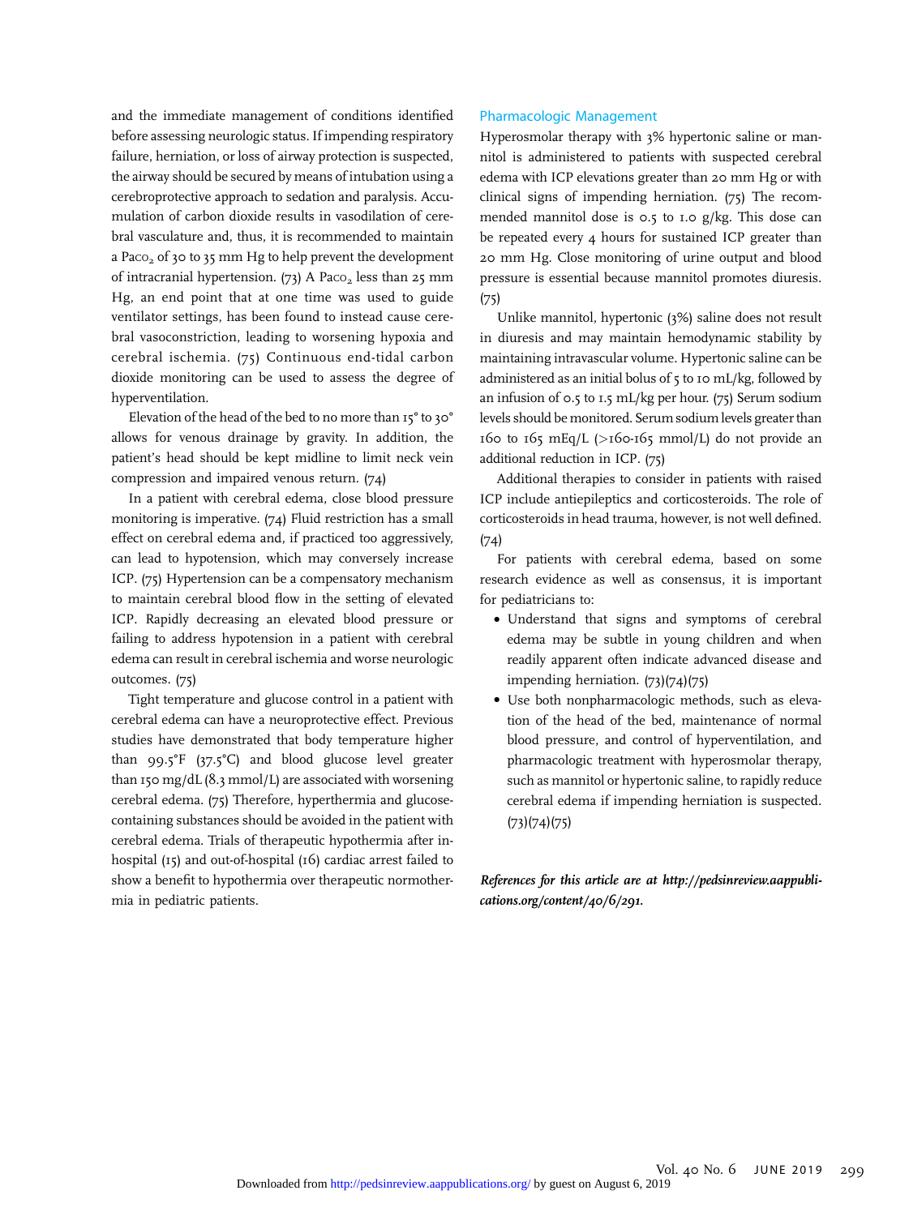and the immediate management of conditions identified before assessing neurologic status. If impending respiratory failure, herniation, or loss of airway protection is suspected, the airway should be secured by means of intubation using a cerebroprotective approach to sedation and paralysis. Accumulation of carbon dioxide results in vasodilation of cerebral vasculature and, thus, it is recommended to maintain a $Paco_2$ of 30 to 35 mm Hg to help prevent the development of intracranial hypertension. (73) A $Paco_2$ less than 25 mm Hg, an end point that at one time was used to guide ventilator settings, has been found to instead cause cerebral vasoconstriction, leading to worsening hypoxia and cerebral ischemia. (75) Continuous end-tidal carbon dioxide monitoring can be used to assess the degree of hyperventilation.

Elevation of the head of the bed to no more than 15° to 30° allows for venous drainage by gravity. In addition, the patient's head should be kept midline to limit neck vein compression and impaired venous return. (74)

In a patient with cerebral edema, close blood pressure monitoring is imperative. (74) Fluid restriction has a small effect on cerebral edema and, if practiced too aggressively, can lead to hypotension, which may conversely increase ICP. (75) Hypertension can be a compensatory mechanism to maintain cerebral blood flow in the setting of elevated ICP. Rapidly decreasing an elevated blood pressure or failing to address hypotension in a patient with cerebral edema can result in cerebral ischemia and worse neurologic outcomes. (75)

Tight temperature and glucose control in a patient with cerebral edema can have a neuroprotective effect. Previous studies have demonstrated that body temperature higher than 99.5°F (37.5°C) and blood glucose level greater than 150 mg/dL (8.3 mmol/L) are associated with worsening cerebral edema. (75) Therefore, hyperthermia and glucose-containing substances should be avoided in the patient with cerebral edema. Trials of therapeutic hypothermia after in-hospital (15) and out-of-hospital (16) cardiac arrest failed to show a benefit to hypothermia over therapeutic normothermia in pediatric patients.

### Pharmacologic Management

Hyperosmolar therapy with 3% hypertonic saline or mannitol is administered to patients with suspected cerebral edema with ICP elevations greater than 20 mm Hg or with clinical signs of impending herniation. (75) The recommended mannitol dose is 0.5 to 1.0 g/kg. This dose can be repeated every 4 hours for sustained ICP greater than 20 mm Hg. Close monitoring of urine output and blood pressure is essential because mannitol promotes diuresis. (75)

Unlike mannitol, hypertonic (3%) saline does not result in diuresis and may maintain hemodynamic stability by maintaining intravascular volume. Hypertonic saline can be administered as an initial bolus of 5 to 10 mL/kg, followed by an infusion of 0.5 to 1.5 mL/kg per hour. (75) Serum sodium levels should be monitored. Serum sodium levels greater than 160 to 165 mEq/L (>160-165 mmol/L) do not provide an additional reduction in ICP. (75)

Additional therapies to consider in patients with raised ICP include antiepileptics and corticosteroids. The role of corticosteroids in head trauma, however, is not well defined. (74)

For patients with cerebral edema, based on some research evidence as well as consensus, it is important for pediatricians to:

- Understand that signs and symptoms of cerebral edema may be subtle in young children and when readily apparent often indicate advanced disease and impending herniation. (73)(74)(75)
- Use both nonpharmacologic methods, such as elevation of the head of the bed, maintenance of normal blood pressure, and control of hyperventilation, and pharmacologic treatment with hyperosmolar therapy, such as mannitol or hypertonic saline, to rapidly reduce cerebral edema if impending herniation is suspected. (73)(74)(75)

***References for this article are at http://pedsinreview.aappublications.org/content/40/6/291.***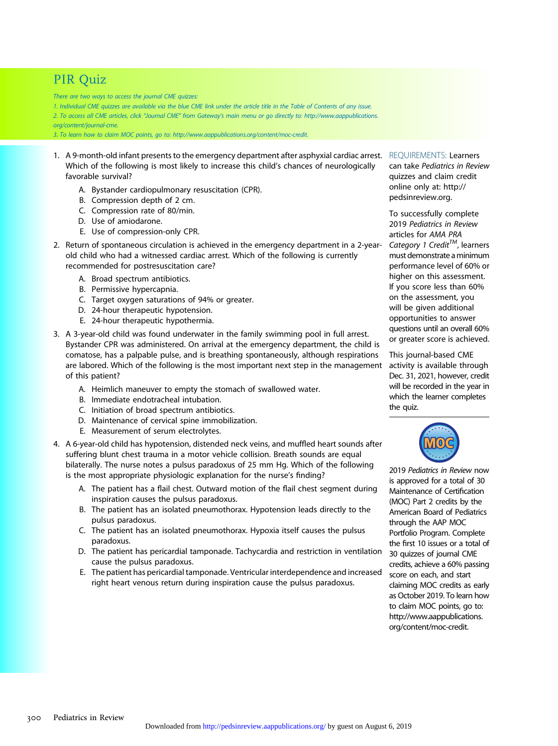# PIR Quiz

*There are two ways to access the journal CME quizzes:*

*1. Individual CME quizzes are available via the blue CME link under the article title in the Table of Contents of any issue.*

*2. To access all CME articles, click "Journal CME" from Gateway's main menu or go directly to: http://www.aappublications.org/content/journal-cme.*

*3. To learn how to claim MOC points, go to: http://www.aappublications.org/content/moc-credit.*

1. A 9-month-old infant presents to the emergency department after asphyxial cardiac arrest. Which of the following is most likely to increase this child's chances of neurologically favorable survival?
   - A. Bystander cardiopulmonary resuscitation (CPR).
   - B. Compression depth of 2 cm.
   - C. Compression rate of 80/min.
   - D. Use of amiodarone.
   - E. Use of compression-only CPR.

2. Return of spontaneous circulation is achieved in the emergency department in a 2-year-old child who had a witnessed cardiac arrest. Which of the following is currently recommended for postresuscitation care?
   - A. Broad spectrum antibiotics.
   - B. Permissive hypercapnia.
   - C. Target oxygen saturations of 94% or greater.
   - D. 24-hour therapeutic hypotension.
   - E. 24-hour therapeutic hypothermia.

3. A 3-year-old child was found underwater in the family swimming pool in full arrest. Bystander CPR was administered. On arrival at the emergency department, the child is comatose, has a palpable pulse, and is breathing spontaneously, although respirations are labored. Which of the following is the most important next step in the management of this patient?
   - A. Heimlich maneuver to empty the stomach of swallowed water.
   - B. Immediate endotracheal intubation.
   - C. Initiation of broad spectrum antibiotics.
   - D. Maintenance of cervical spine immobilization.
   - E. Measurement of serum electrolytes.

4. A 6-year-old child has hypotension, distended neck veins, and muffled heart sounds after suffering blunt chest trauma in a motor vehicle collision. Breath sounds are equal bilaterally. The nurse notes a pulsus paradoxus of 25 mm Hg. Which of the following is the most appropriate physiologic explanation for the nurse's finding?
   - A. The patient has a flail chest. Outward motion of the flail chest segment during inspiration causes the pulsus paradoxus.
   - B. The patient has an isolated pneumothorax. Hypotension leads directly to the pulsus paradoxus.
   - C. The patient has an isolated pneumothorax. Hypoxia itself causes the pulsus paradoxus.
   - D. The patient has pericardial tamponade. Tachycardia and restriction in ventilation cause the pulsus paradoxus.
   - E. The patient has pericardial tamponade. Ventricular interdependence and increased right heart venous return during inspiration cause the pulsus paradoxus.

REQUIREMENTS: Learners can take *Pediatrics in Review* quizzes and claim credit online only at: http://pedsinreview.org.

To successfully complete 2019 *Pediatrics in Review* articles for *AMA PRA Category 1 Credit™*, learners must demonstrate a minimum performance level of 60% or higher on this assessment. If you score less than 60% on the assessment, you will be given additional opportunities to answer questions until an overall 60% or greater score is achieved.

This journal-based CME activity is available through Dec. 31, 2021, however, credit will be recorded in the year in which the learner completes the quiz.

2019 *Pediatrics in Review* now is approved for a total of 30 Maintenance of Certification (MOC) Part 2 credits by the American Board of Pediatrics through the AAP MOC Portfolio Program. Complete the first 10 issues or a total of 30 quizzes of journal CME credits, achieve a 60% passing score on each, and start claiming MOC credits as early as October 2019. To learn how to claim MOC points, go to: http://www.aappublications.org/content/moc-credit.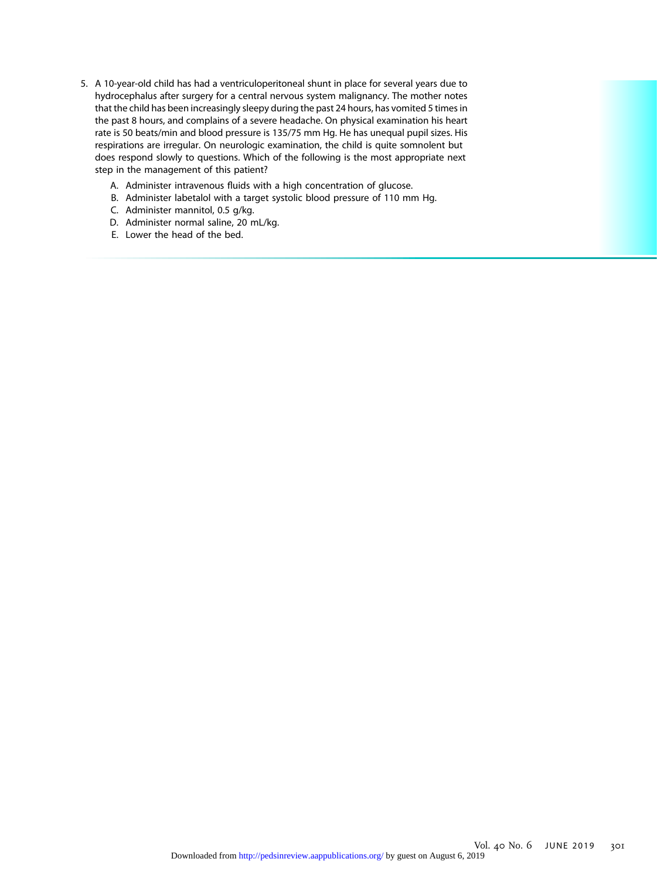5. A 10-year-old child has had a ventriculoperitoneal shunt in place for several years due to hydrocephalus after surgery for a central nervous system malignancy. The mother notes that the child has been increasingly sleepy during the past 24 hours, has vomited 5 times in the past 8 hours, and complains of a severe headache. On physical examination his heart rate is 50 beats/min and blood pressure is 135/75 mm Hg. He has unequal pupil sizes. His respirations are irregular. On neurologic examination, the child is quite somnolent but does respond slowly to questions. Which of the following is the most appropriate next step in the management of this patient?

   A. Administer intravenous fluids with a high concentration of glucose.
   B. Administer labetalol with a target systolic blood pressure of 110 mm Hg.
   C. Administer mannitol, 0.5 g/kg.
   D. Administer normal saline, 20 mL/kg.
   E. Lower the head of the bed.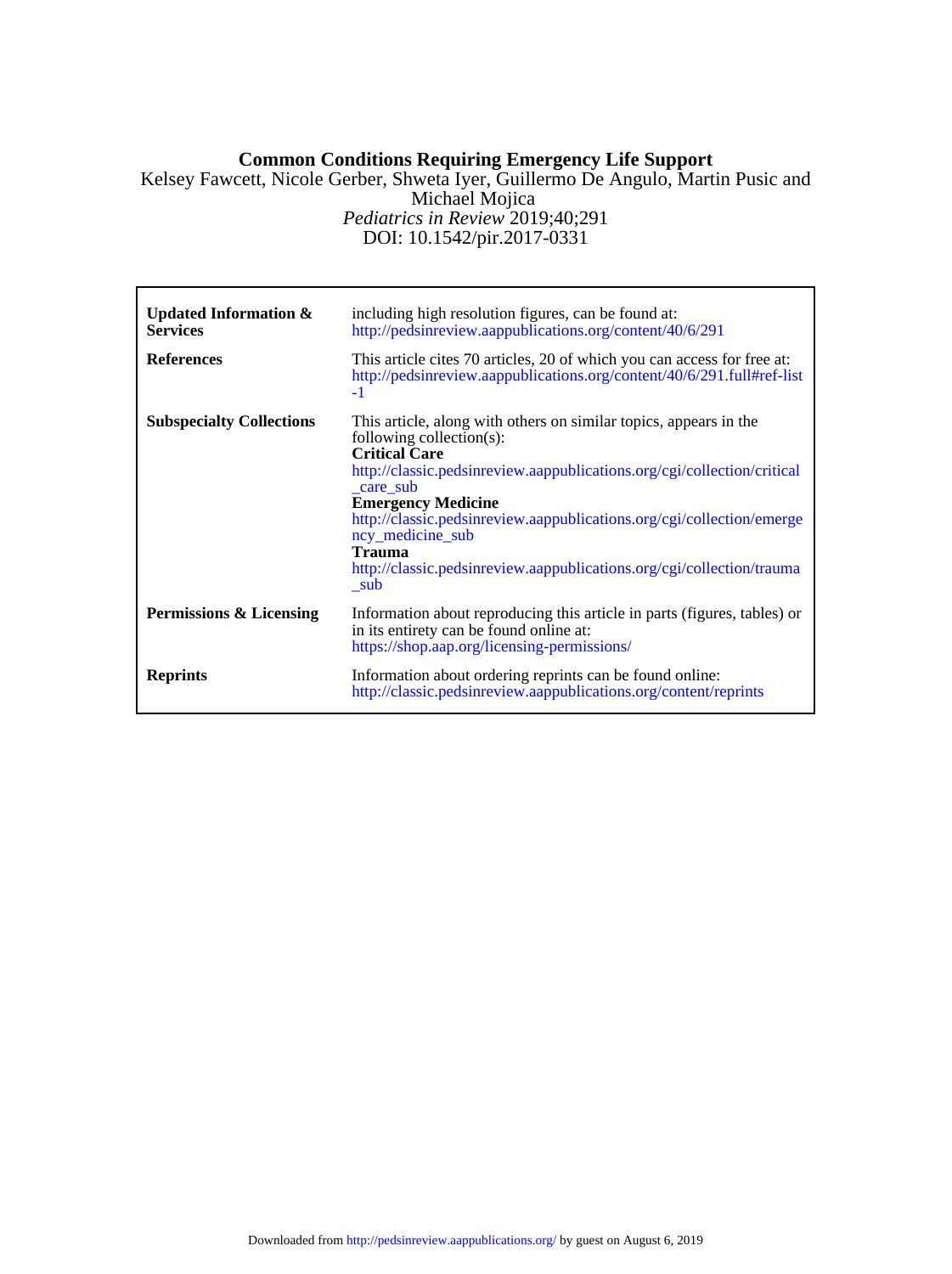# Common Conditions Requiring Emergency Life Support

Kelsey Fawcett, Nicole Gerber, Shweta Iyer, Guillermo De Angulo, Martin Pusic and Michael Mojica

*Pediatrics in Review* 2019;40;291

DOI: 10.1542/pir.2017-0331

| | |
|---|---|
| **Updated Information & Services** | including high resolution figures, can be found at: http://pedsinreview.aappublications.org/content/40/6/291 |
| **References** | This article cites 70 articles, 20 of which you can access for free at: http://pedsinreview.aappublications.org/content/40/6/291.full#ref-list-1 |
| **Subspecialty Collections** | This article, along with others on similar topics, appears in the following collection(s): **Critical Care** http://classic.pedsinreview.aappublications.org/cgi/collection/critical_care_sub **Emergency Medicine** http://classic.pedsinreview.aappublications.org/cgi/collection/emergency_medicine_sub **Trauma** http://classic.pedsinreview.aappublications.org/cgi/collection/trauma_sub |
| **Permissions & Licensing** | Information about reproducing this article in parts (figures, tables) or in its entirety can be found online at: https://shop.aap.org/licensing-permissions/ |
| **Reprints** | Information about ordering reprints can be found online: http://classic.pedsinreview.aappublications.org/content/reprints |

Downloaded from http://pedsinreview.aappublications.org/ by guest on August 6, 2019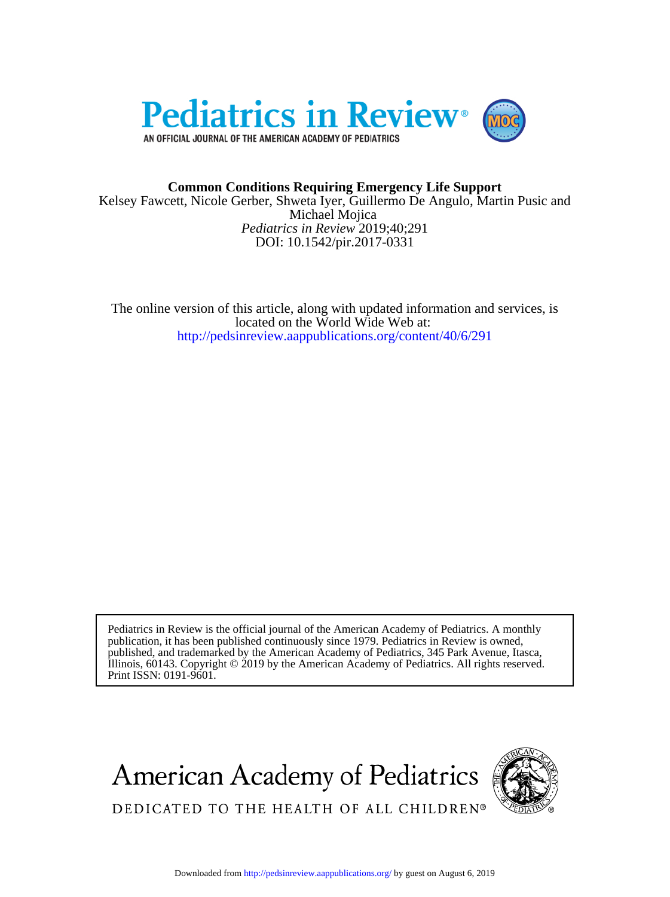**Common Conditions Requiring Emergency Life Support**

Kelsey Fawcett, Nicole Gerber, Shweta Iyer, Guillermo De Angulo, Martin Pusic and Michael Mojica

*Pediatrics in Review* 2019;40;291

DOI: 10.1542/pir.2017-0331

The online version of this article, along with updated information and services, is located on the World Wide Web at:

http://pedsinreview.aappublications.org/content/40/6/291

Pediatrics in Review is the official journal of the American Academy of Pediatrics. A monthly publication, it has been published continuously since 1979. Pediatrics in Review is owned, published, and trademarked by the American Academy of Pediatrics, 345 Park Avenue, Itasca, Illinois, 60143. Copyright © 2019 by the American Academy of Pediatrics. All rights reserved. Print ISSN: 0191-9601.

American Academy of Pediatrics

DEDICATED TO THE HEALTH OF ALL CHILDREN®